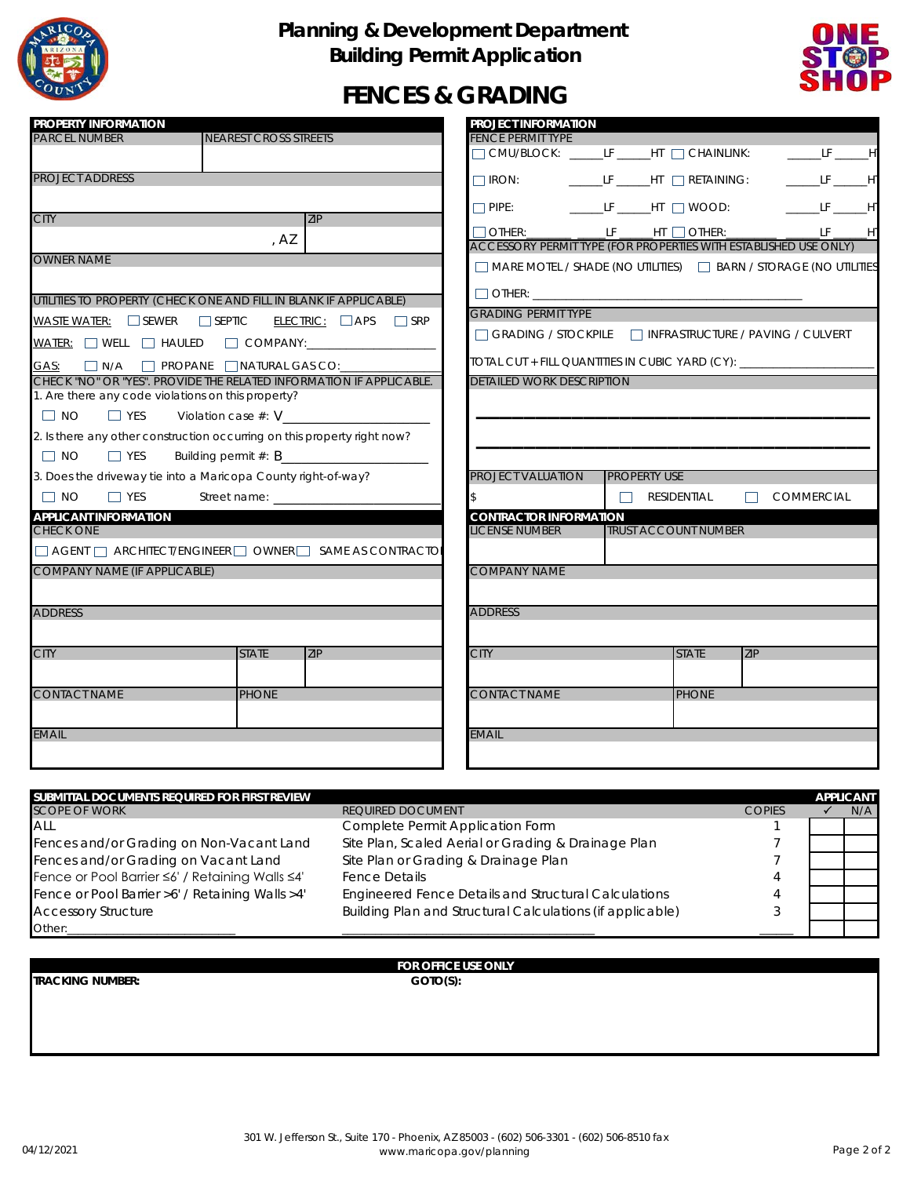# Planning & Development Department
## Building Permit Application
# FENCES & GRADING

## PROPERTY INFORMATION

| PARCEL NUMBER | NEAREST CROSS STREETS |
|---|---|
| | |

PROJECT ADDRESS

| CITY | ZIP |
|---|---|
| , AZ | |

OWNER NAME

UTILITIES TO PROPERTY (CHECK ONE AND FILL IN BLANK IF APPLICABLE)

WASTE WATER: ☐ SEWER ☐ SEPTIC ELECTRIC: ☐ APS ☐ SRP

WATER: ☐ WELL ☐ HAULED ☐ COMPANY:____________________

GAS: ☐ N/A ☐ PROPANE ☐ NATURAL GAS CO:________________

CHECK "NO" OR "YES". PROVIDE THE RELATED INFORMATION IF APPLICABLE.

1. Are there any code violations on this property?
   ☐ NO ☐ YES Violation case #: V____________________
2. Is there any other construction occurring on this property right now?
   ☐ NO ☐ YES Building permit #: B____________________
3. Does the driveway tie into a Maricopa County right-of-way?
   ☐ NO ☐ YES Street name: ____________________

## APPLICANT INFORMATION

CHECK ONE

☐ AGENT ☐ ARCHITECT/ENGINEER ☐ OWNER ☐ SAME AS CONTRACTOR

COMPANY NAME (IF APPLICABLE)

ADDRESS

| CITY | STATE | ZIP |
|---|---|---|
| | | |

| CONTACT NAME | PHONE |
|---|---|
| | |

EMAIL

## PROJECT INFORMATION

FENCE PERMIT TYPE

☐ CMU/BLOCK: _____LF _____HT ☐ CHAINLINK: _____LF _____HT

☐ IRON: _____LF _____HT ☐ RETAINING: _____LF _____HT

☐ PIPE: _____LF _____HT ☐ WOOD: _____LF _____HT

☐ OTHER:_______ _____LF _____HT ☐ OTHER:_______ _____LF _____HT

ACCESSORY PERMIT TYPE (FOR PROPERTIES WITH ESTABLISHED USE ONLY)

☐ MARE MOTEL / SHADE (NO UTILITIES) ☐ BARN / STORAGE (NO UTILITIES)

☐ OTHER: ________________________________________

GRADING PERMIT TYPE

☐ GRADING / STOCKPILE ☐ INFRASTRUCTURE / PAVING / CULVERT

TOTAL CUT + FILL QUANTITIES IN CUBIC YARD (CY): ____________________

DETAILED WORK DESCRIPTION

______________________________________________

______________________________________________

| PROJECT VALUATION | PROPERTY USE |
|---|---|
| $ | ☐ RESIDENTIAL ☐ COMMERCIAL |

## CONTRACTOR INFORMATION

| LICENSE NUMBER | TRUST ACCOUNT NUMBER |
|---|---|
| | |

COMPANY NAME

ADDRESS

| CITY | STATE | ZIP |
|---|---|---|
| | | |

| CONTACT NAME | PHONE |
|---|---|
| | |

EMAIL

## SUBMITTAL DOCUMENTS REQUIRED FOR FIRST REVIEW

| SCOPE OF WORK | REQUIRED DOCUMENT | COPIES | APPLICANT ✓ | APPLICANT N/A |
|---|---|---|---|---|
| ALL | Complete Permit Application Form | 1 | | |
| Fences and/or Grading on Non-Vacant Land | Site Plan, Scaled Aerial or Grading & Drainage Plan | 7 | | |
| Fences and/or Grading on Vacant Land | Site Plan or Grading & Drainage Plan | 7 | | |
| Fence or Pool Barrier ≤6' / Retaining Walls ≤4' | Fence Details | 4 | | |
| Fence or Pool Barrier >6' / Retaining Walls >4' | Engineered Fence Details and Structural Calculations | 4 | | |
| Accessory Structure | Building Plan and Structural Calculations (if applicable) | 3 | | |
| Other:____________________ | ____________________ | _____ | | |

## FOR OFFICE USE ONLY

TRACKING NUMBER:

GOTO(S):

04/12/2021

301 W. Jefferson St., Suite 170 - Phoenix, AZ 85003 - (602) 506-3301 - (602) 506-8510 fax
www.maricopa.gov/planning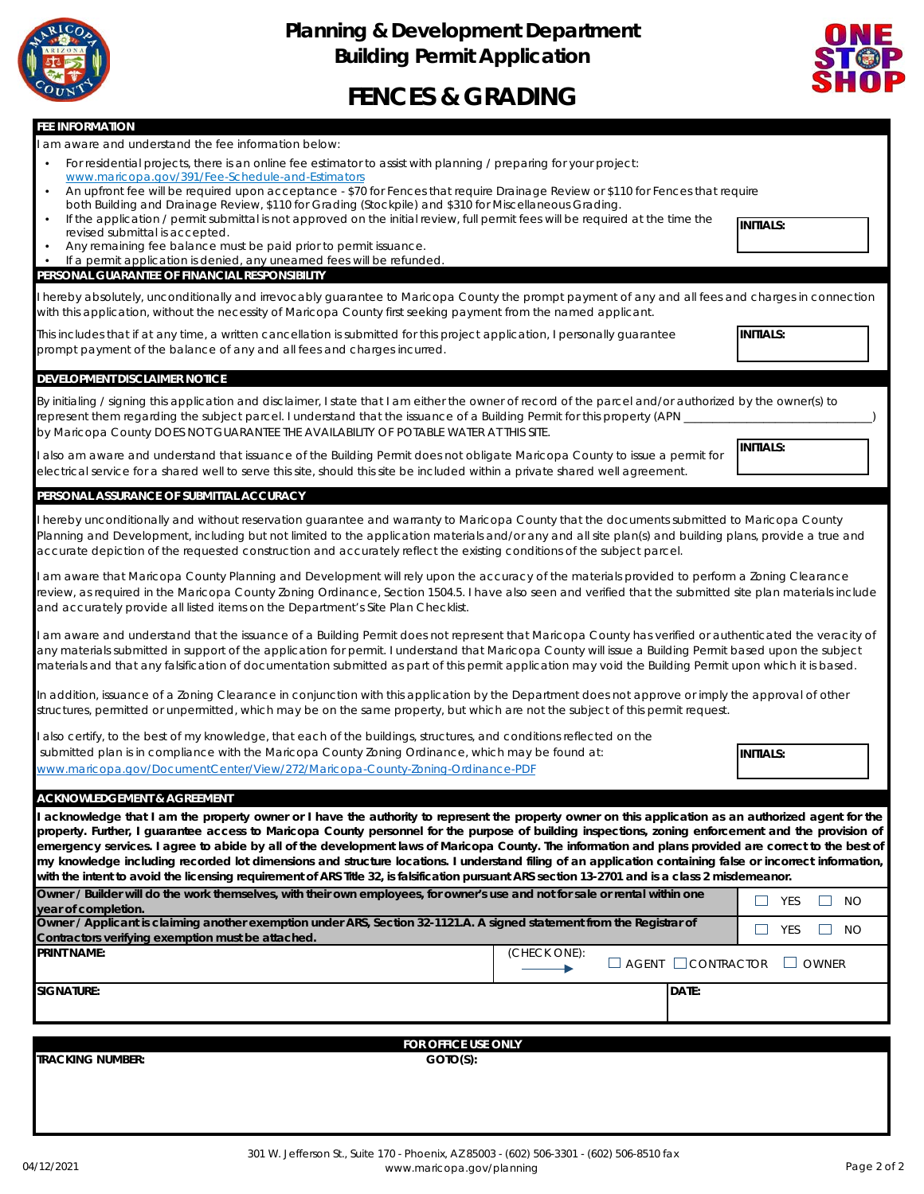# Planning & Development Department
## Building Permit Application
# FENCES & GRADING

### FEE INFORMATION

I am aware and understand the fee information below:

- For residential projects, there is an online fee estimator to assist with planning / preparing for your project: www.maricopa.gov/391/Fee-Schedule-and-Estimators
- An upfront fee will be required upon acceptance - $70 for Fences that require Drainage Review or $110 for Fences that require both Building and Drainage Review, $110 for Grading (Stockpile) and $310 for Miscellaneous Grading.
- If the application / permit submittal is not approved on the initial review, full permit fees will be required at the time the revised submittal is accepted.
- Any remaining fee balance must be paid prior to permit issuance.
- If a permit application is denied, any unearned fees will be refunded.

**INITIALS:**

### PERSONAL GUARANTEE OF FINANCIAL RESPONSIBILITY

I hereby absolutely, unconditionally and irrevocably guarantee to Maricopa County the prompt payment of any and all fees and charges in connection with this application, without the necessity of Maricopa County first seeking payment from the named applicant.

This includes that if at any time, a written cancellation is submitted for this project application, I personally guarantee prompt payment of the balance of any and all fees and charges incurred.

**INITIALS:**

### DEVELOPMENT DISCLAIMER NOTICE

By initialing / signing this application and disclaimer, I state that I am either the owner of record of the parcel and/or authorized by the owner(s) to represent them regarding the subject parcel. I understand that the issuance of a Building Permit for this property (APN ______________________________) by Maricopa County DOES NOT GUARANTEE THE AVAILABILITY OF POTABLE WATER AT THIS SITE.

I also am aware and understand that issuance of the Building Permit does not obligate Maricopa County to issue a permit for electrical service for a shared well to serve this site, should this site be included within a private shared well agreement.

**INITIALS:**

### PERSONAL ASSURANCE OF SUBMITTAL ACCURACY

I hereby unconditionally and without reservation guarantee and warranty to Maricopa County that the documents submitted to Maricopa County Planning and Development, including but not limited to the application materials and/or any and all site plan(s) and building plans, provide a true and accurate depiction of the requested construction and accurately reflect the existing conditions of the subject parcel.

I am aware that Maricopa County Planning and Development will rely upon the accuracy of the materials provided to perform a Zoning Clearance review, as required in the Maricopa County Zoning Ordinance, Section 1504.5. I have also seen and verified that the submitted site plan materials include and accurately provide all listed items on the Department's Site Plan Checklist.

I am aware and understand that the issuance of a Building Permit does not represent that Maricopa County has verified or authenticated the veracity of any materials submitted in support of the application for permit. I understand that Maricopa County will issue a Building Permit based upon the subject materials and that any falsification of documentation submitted as part of this permit application may void the Building Permit upon which it is based.

In addition, issuance of a Zoning Clearance in conjunction with this application by the Department does not approve or imply the approval of other structures, permitted or unpermitted, which may be on the same property, but which are not the subject of this permit request.

I also certify, to the best of my knowledge, that each of the buildings, structures, and conditions reflected on the submitted plan is in compliance with the Maricopa County Zoning Ordinance, which may be found at: www.maricopa.gov/DocumentCenter/View/272/Maricopa-County-Zoning-Ordinance-PDF

**INITIALS:**

### ACKNOWLEDGEMENT & AGREEMENT

**I acknowledge that I am the property owner or I have the authority to represent the property owner on this application as an authorized agent for the property. Further, I guarantee access to Maricopa County personnel for the purpose of building inspections, zoning enforcement and the provision of emergency services. I agree to abide by all of the development laws of Maricopa County. The information and plans provided are correct to the best of my knowledge including recorded lot dimensions and structure locations. I understand filing of an application containing false or incorrect information, with the intent to avoid the licensing requirement of ARS Title 32, is falsification pursuant ARS section 13-2701 and is a class 2 misdemeanor.**

| | |
|---|---|
| **Owner / Builder will do the work themselves, with their own employees, for owner's use and not for sale or rental within one year of completion.** | ☐ YES ☐ NO |
| **Owner / Applicant is claiming another exemption under ARS, Section 32-1121.A. A signed statement from the Registrar of Contractors verifying exemption must be attached.** | ☐ YES ☐ NO |
| **PRINT NAME:** | (CHECK ONE): ☐ AGENT ☐ CONTRACTOR ☐ OWNER |
| **SIGNATURE:** | **DATE:** |

### FOR OFFICE USE ONLY

**TRACKING NUMBER:** **GOTO(S):**

301 W. Jefferson St., Suite 170 - Phoenix, AZ 85003 - (602) 506-3301 - (602) 506-8510 fax
www.maricopa.gov/planning

04/12/2021